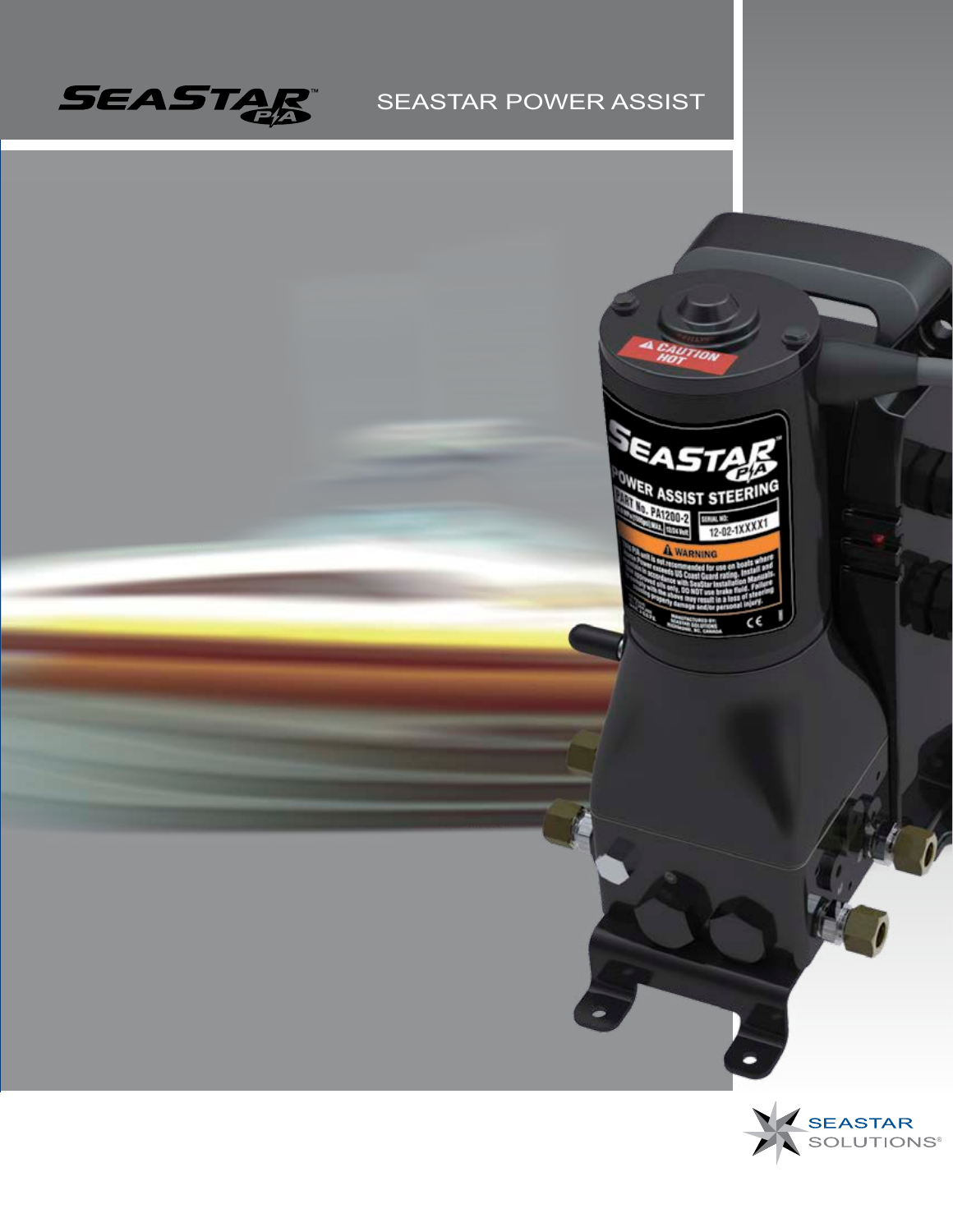# SEASTAR POWER ASSIST

SEASTAR SOLUTIONS®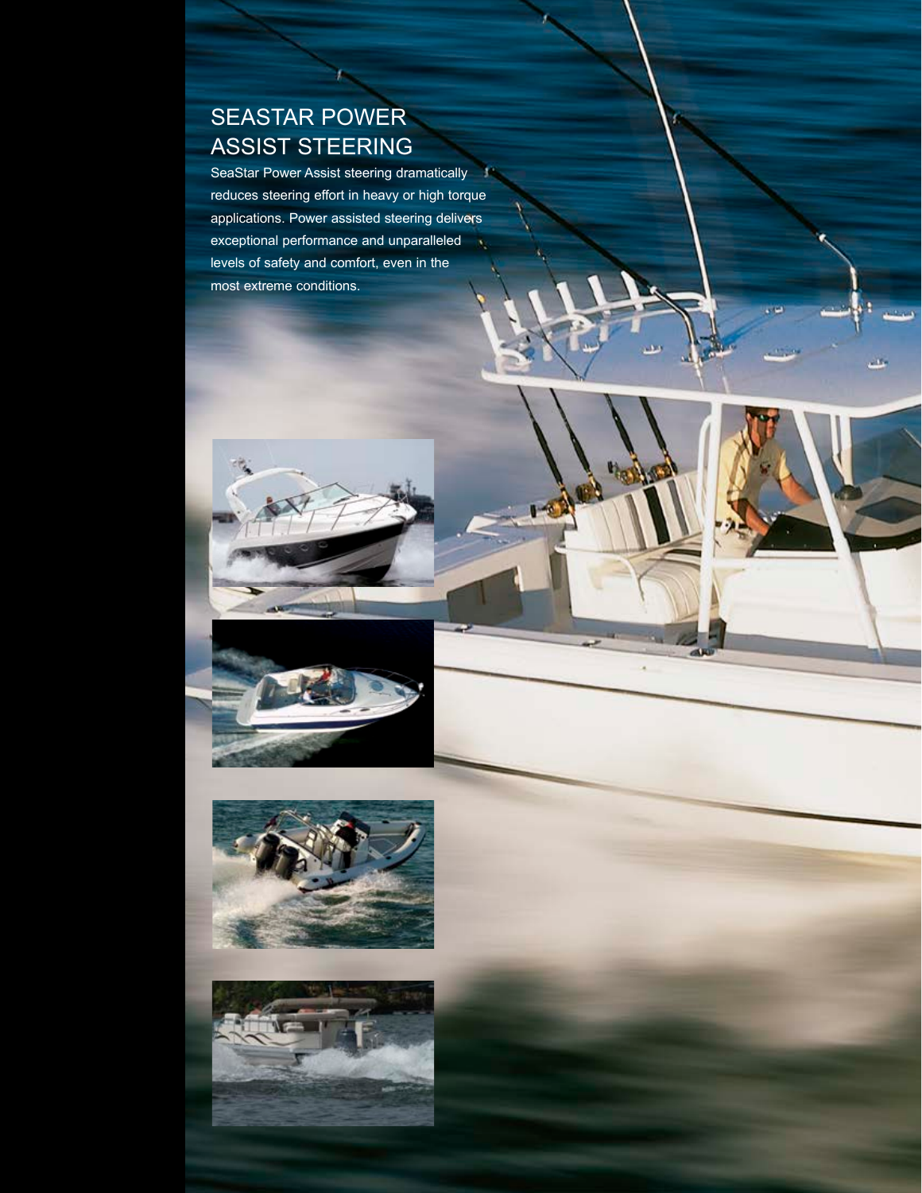# SEASTAR POWER ASSIST STEERING

SeaStar Power Assist steering dramatically reduces steering effort in heavy or high torque applications. Power assisted steering delivers exceptional performance and unparalleled levels of safety and comfort, even in the most extreme conditions.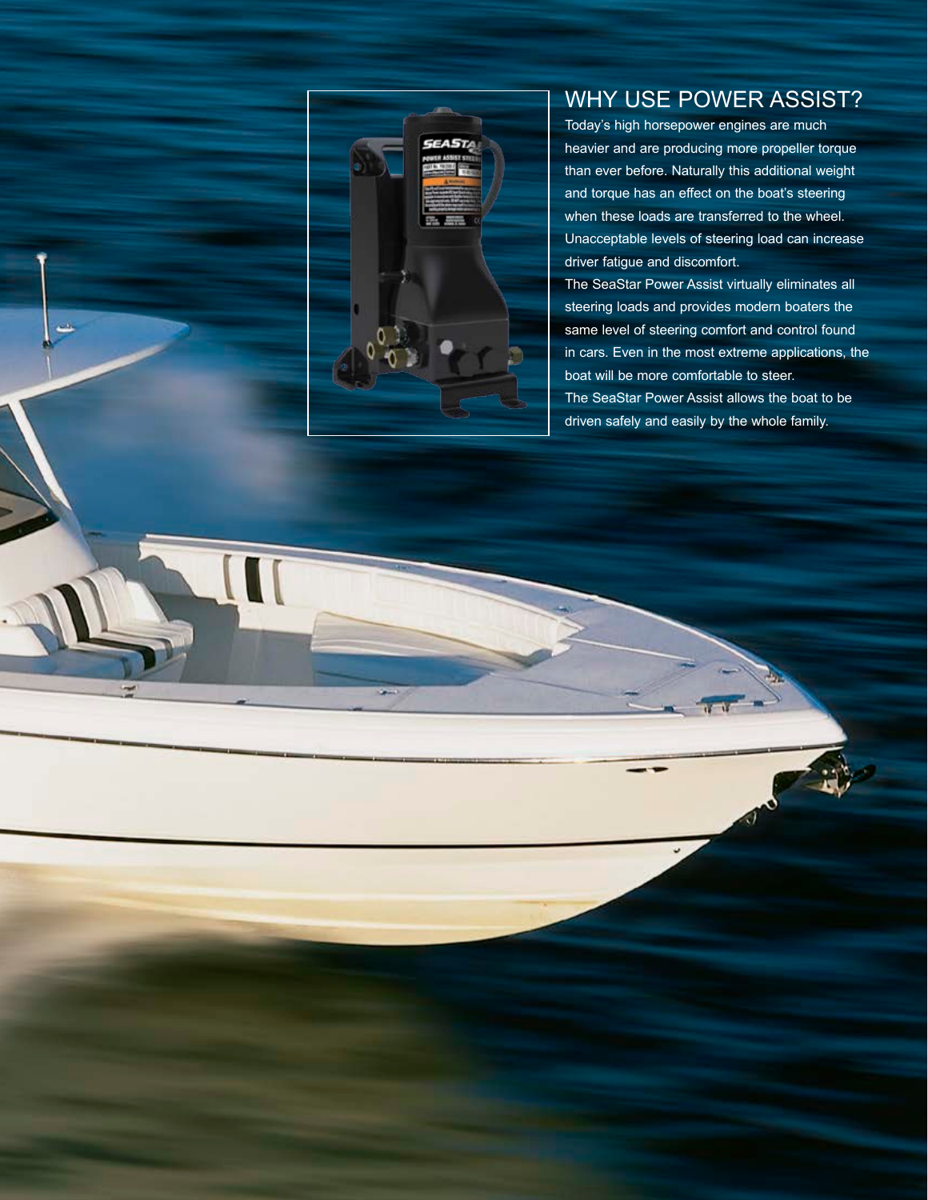## WHY USE POWER ASSIST?

Today's high horsepower engines are much heavier and are producing more propeller torque than ever before. Naturally this additional weight and torque has an effect on the boat's steering when these loads are transferred to the wheel. Unacceptable levels of steering load can increase driver fatigue and discomfort.

The SeaStar Power Assist virtually eliminates all steering loads and provides modern boaters the same level of steering comfort and control found in cars. Even in the most extreme applications, the boat will be more comfortable to steer.

The SeaStar Power Assist allows the boat to be driven safely and easily by the whole family.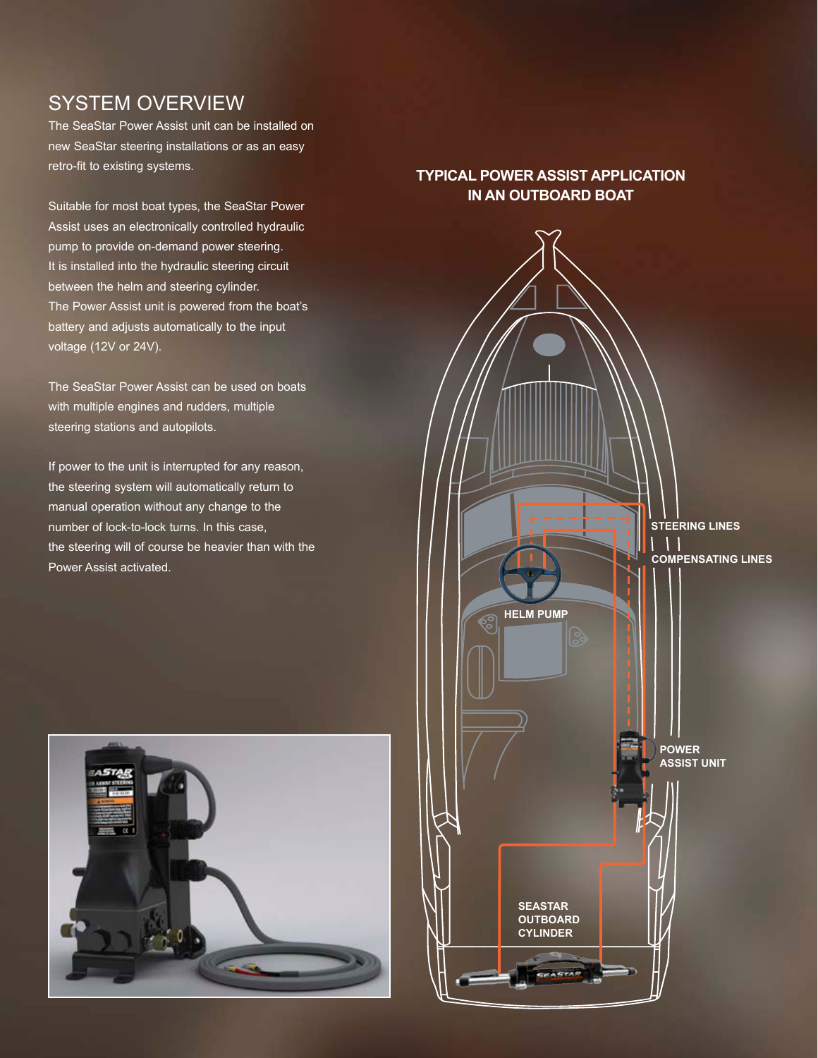## SYSTEM OVERVIEW

The SeaStar Power Assist unit can be installed on new SeaStar steering installations or as an easy retro-fit to existing systems.

Suitable for most boat types, the SeaStar Power Assist uses an electronically controlled hydraulic pump to provide on-demand power steering. It is installed into the hydraulic steering circuit between the helm and steering cylinder. The Power Assist unit is powered from the boat's battery and adjusts automatically to the input voltage (12V or 24V).

The SeaStar Power Assist can be used on boats with multiple engines and rudders, multiple steering stations and autopilots.

If power to the unit is interrupted for any reason, the steering system will automatically return to manual operation without any change to the number of lock-to-lock turns. In this case, the steering will of course be heavier than with the Power Assist activated.

**TYPICAL POWER ASSIST APPLICATION IN AN OUTBOARD BOAT**

STEERING LINES

COMPENSATING LINES

HELM PUMP

POWER ASSIST UNIT

SEASTAR OUTBOARD CYLINDER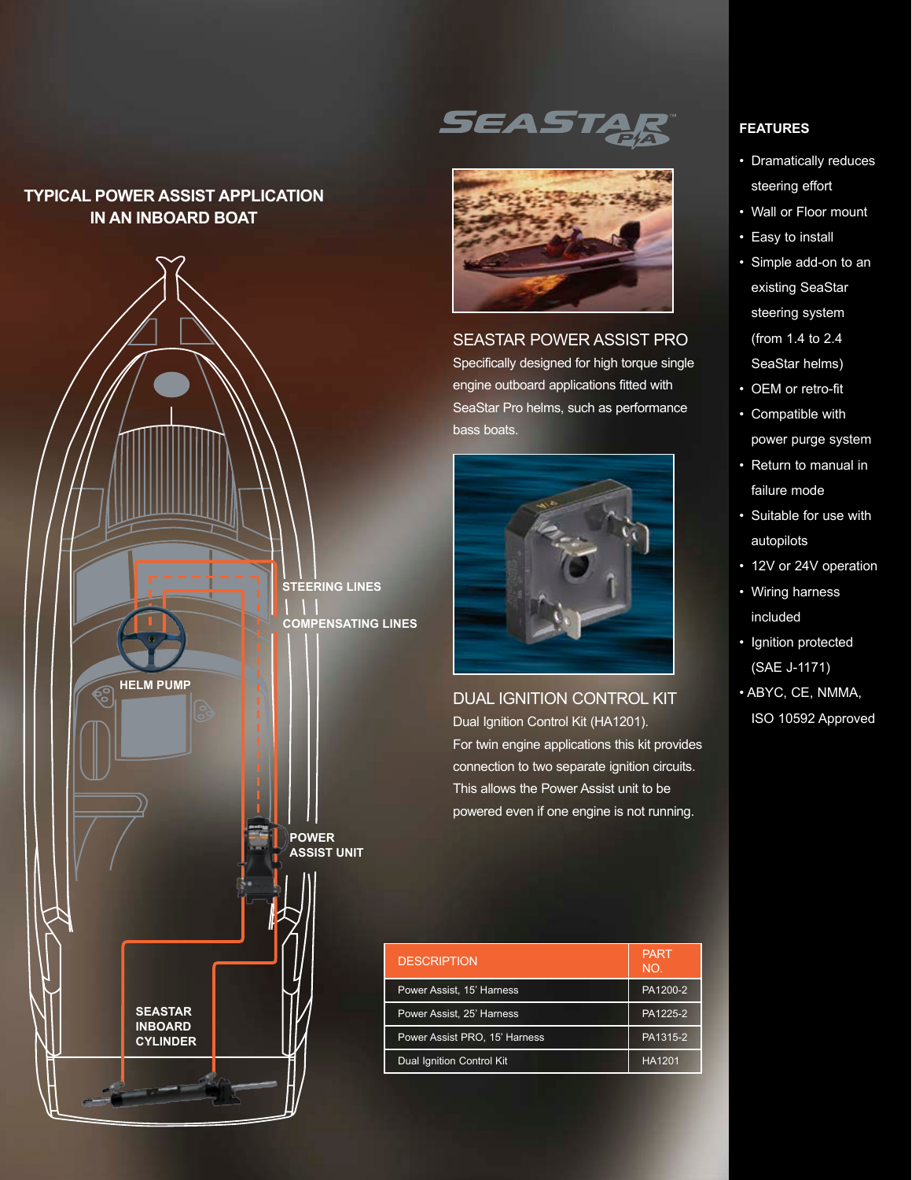## TYPICAL POWER ASSIST APPLICATION IN AN INBOARD BOAT

STEERING LINES

COMPENSATING LINES

HELM PUMP

POWER ASSIST UNIT

SEASTAR INBOARD CYLINDER

## SEASTAR POWER ASSIST PRO

Specifically designed for high torque single engine outboard applications fitted with SeaStar Pro helms, such as performance bass boats.

## DUAL IGNITION CONTROL KIT

Dual Ignition Control Kit (HA1201).

For twin engine applications this kit provides connection to two separate ignition circuits. This allows the Power Assist unit to be powered even if one engine is not running.

| DESCRIPTION | PART NO. |
|---|---|
| Power Assist, 15' Harness | PA1200-2 |
| Power Assist, 25' Harness | PA1225-2 |
| Power Assist PRO, 15' Harness | PA1315-2 |
| Dual Ignition Control Kit | HA1201 |

## FEATURES

- Dramatically reduces steering effort
- Wall or Floor mount
- Easy to install
- Simple add-on to an existing SeaStar steering system (from 1.4 to 2.4 SeaStar helms)
- OEM or retro-fit
- Compatible with power purge system
- Return to manual in failure mode
- Suitable for use with autopilots
- 12V or 24V operation
- Wiring harness included
- Ignition protected (SAE J-1171)
- ABYC, CE, NMMA, ISO 10592 Approved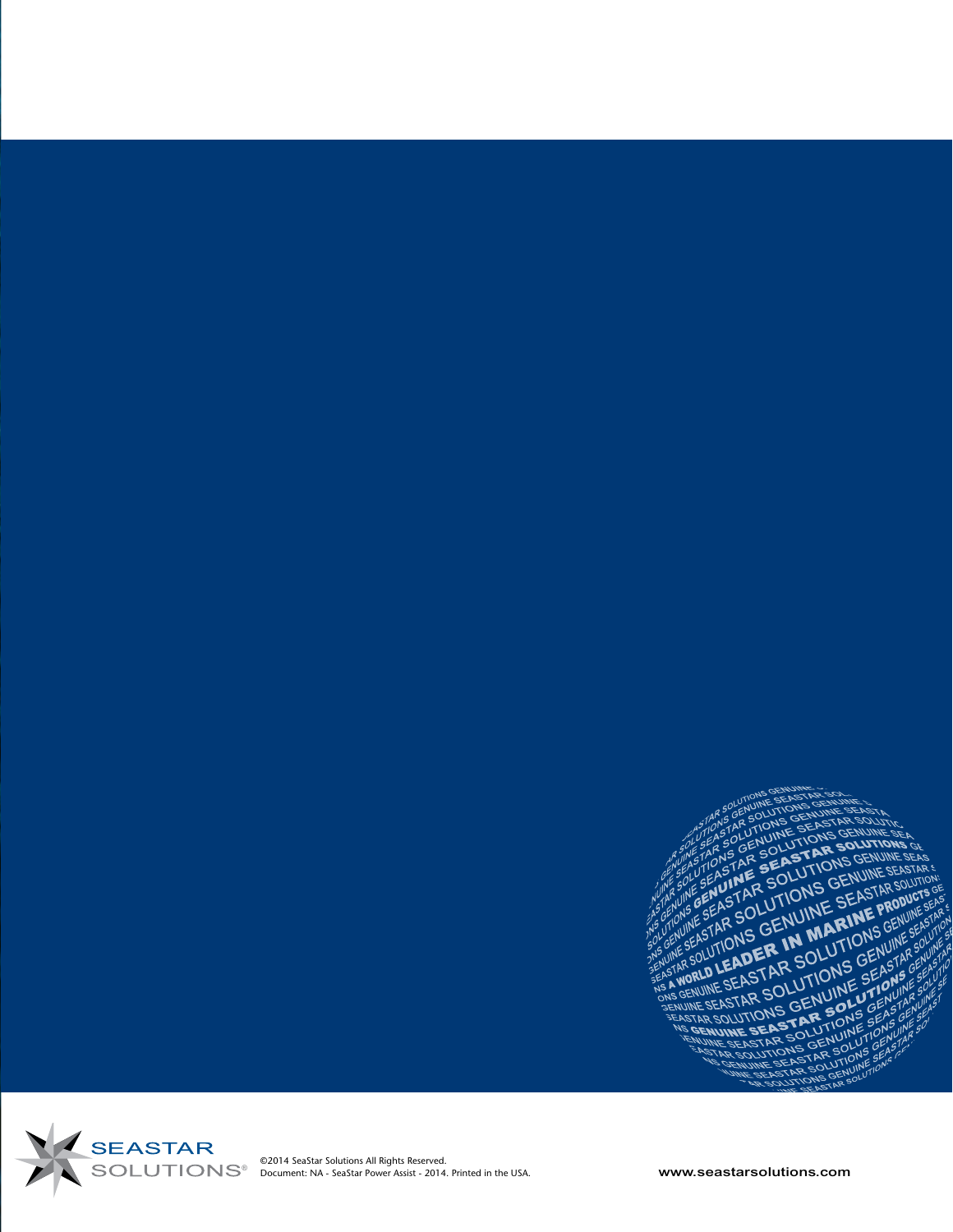SEASTAR SOLUTIONS®

©2014 SeaStar Solutions All Rights Reserved.
Document: NA - SeaStar Power Assist - 2014. Printed in the USA.

www.seastarsolutions.com